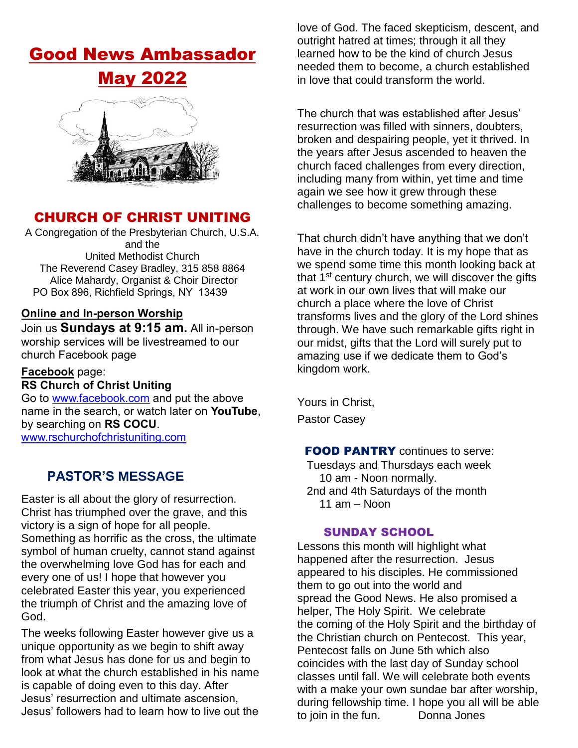# Good News Ambassador

# May 2022

## CHURCH OF CHRIST UNITING

A Congregation of the Presbyterian Church, U.S.A.
and the
United Methodist Church
The Reverend Casey Bradley, 315 858 8864
Alice Mahardy, Organist & Choir Director
PO Box 896, Richfield Springs, NY 13439

**Online and In-person Worship**

Join us **Sundays at 9:15 am.** All in-person worship services will be livestreamed to our church Facebook page

**Facebook** page:
**RS Church of Christ Uniting**
Go to www.facebook.com and put the above name in the search, or watch later on **YouTube**, by searching on **RS COCU**.
www.rschurchofchristuniting.com

## PASTOR'S MESSAGE

Easter is all about the glory of resurrection. Christ has triumphed over the grave, and this victory is a sign of hope for all people. Something as horrific as the cross, the ultimate symbol of human cruelty, cannot stand against the overwhelming love God has for each and every one of us! I hope that however you celebrated Easter this year, you experienced the triumph of Christ and the amazing love of God.

The weeks following Easter however give us a unique opportunity as we begin to shift away from what Jesus has done for us and begin to look at what the church established in his name is capable of doing even to this day. After Jesus' resurrection and ultimate ascension, Jesus' followers had to learn how to live out the love of God. The faced skepticism, descent, and outright hatred at times; through it all they learned how to be the kind of church Jesus needed them to become, a church established in love that could transform the world.

The church that was established after Jesus' resurrection was filled with sinners, doubters, broken and despairing people, yet it thrived. In the years after Jesus ascended to heaven the church faced challenges from every direction, including many from within, yet time and time again we see how it grew through these challenges to become something amazing.

That church didn't have anything that we don't have in the church today. It is my hope that as we spend some time this month looking back at that 1st century church, we will discover the gifts at work in our own lives that will make our church a place where the love of Christ transforms lives and the glory of the Lord shines through. We have such remarkable gifts right in our midst, gifts that the Lord will surely put to amazing use if we dedicate them to God's kingdom work.

Yours in Christ,

Pastor Casey

**FOOD PANTRY** continues to serve:
Tuesdays and Thursdays each week
10 am - Noon normally.
2nd and 4th Saturdays of the month
11 am – Noon

## SUNDAY SCHOOL

Lessons this month will highlight what happened after the resurrection. Jesus appeared to his disciples. He commissioned them to go out into the world and spread the Good News. He also promised a helper, The Holy Spirit. We celebrate the coming of the Holy Spirit and the birthday of the Christian church on Pentecost. This year, Pentecost falls on June 5th which also coincides with the last day of Sunday school classes until fall. We will celebrate both events with a make your own sundae bar after worship, during fellowship time. I hope you all will be able to join in the fun. Donna Jones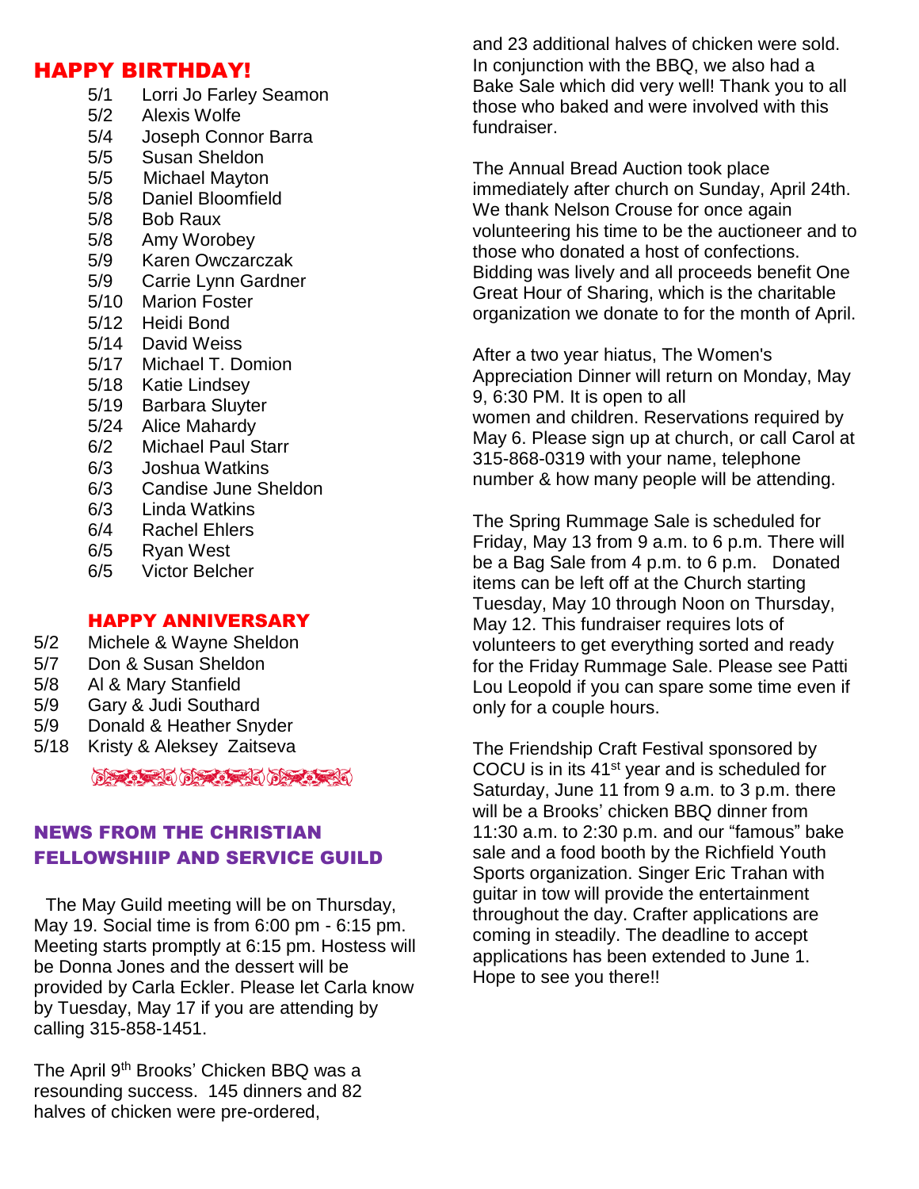## HAPPY BIRTHDAY!

5/1 Lorri Jo Farley Seamon
5/2 Alexis Wolfe
5/4 Joseph Connor Barra
5/5 Susan Sheldon
5/5 Michael Mayton
5/8 Daniel Bloomfield
5/8 Bob Raux
5/8 Amy Worobey
5/9 Karen Owczarczak
5/9 Carrie Lynn Gardner
5/10 Marion Foster
5/12 Heidi Bond
5/14 David Weiss
5/17 Michael T. Domion
5/18 Katie Lindsey
5/19 Barbara Sluyter
5/24 Alice Mahardy
6/2 Michael Paul Starr
6/3 Joshua Watkins
6/3 Candise June Sheldon
6/3 Linda Watkins
6/4 Rachel Ehlers
6/5 Ryan West
6/5 Victor Belcher

## HAPPY ANNIVERSARY

5/2 Michele & Wayne Sheldon
5/7 Don & Susan Sheldon
5/8 Al & Mary Stanfield
5/9 Gary & Judi Southard
5/9 Donald & Heather Snyder
5/18 Kristy & Aleksey Zaitseva

## NEWS FROM THE CHRISTIAN FELLOWSHIIP AND SERVICE GUILD

The May Guild meeting will be on Thursday, May 19. Social time is from 6:00 pm - 6:15 pm. Meeting starts promptly at 6:15 pm. Hostess will be Donna Jones and the dessert will be provided by Carla Eckler. Please let Carla know by Tuesday, May 17 if you are attending by calling 315-858-1451.

The April 9th Brooks' Chicken BBQ was a resounding success. 145 dinners and 82 halves of chicken were pre-ordered, and 23 additional halves of chicken were sold. In conjunction with the BBQ, we also had a Bake Sale which did very well! Thank you to all those who baked and were involved with this fundraiser.

The Annual Bread Auction took place immediately after church on Sunday, April 24th. We thank Nelson Crouse for once again volunteering his time to be the auctioneer and to those who donated a host of confections. Bidding was lively and all proceeds benefit One Great Hour of Sharing, which is the charitable organization we donate to for the month of April.

After a two year hiatus, The Women's Appreciation Dinner will return on Monday, May 9, 6:30 PM. It is open to all women and children. Reservations required by May 6. Please sign up at church, or call Carol at 315-868-0319 with your name, telephone number & how many people will be attending.

The Spring Rummage Sale is scheduled for Friday, May 13 from 9 a.m. to 6 p.m. There will be a Bag Sale from 4 p.m. to 6 p.m. Donated items can be left off at the Church starting Tuesday, May 10 through Noon on Thursday, May 12. This fundraiser requires lots of volunteers to get everything sorted and ready for the Friday Rummage Sale. Please see Patti Lou Leopold if you can spare some time even if only for a couple hours.

The Friendship Craft Festival sponsored by COCU is in its 41st year and is scheduled for Saturday, June 11 from 9 a.m. to 3 p.m. there will be a Brooks' chicken BBQ dinner from 11:30 a.m. to 2:30 p.m. and our "famous" bake sale and a food booth by the Richfield Youth Sports organization. Singer Eric Trahan with guitar in tow will provide the entertainment throughout the day. Crafter applications are coming in steadily. The deadline to accept applications has been extended to June 1. Hope to see you there!!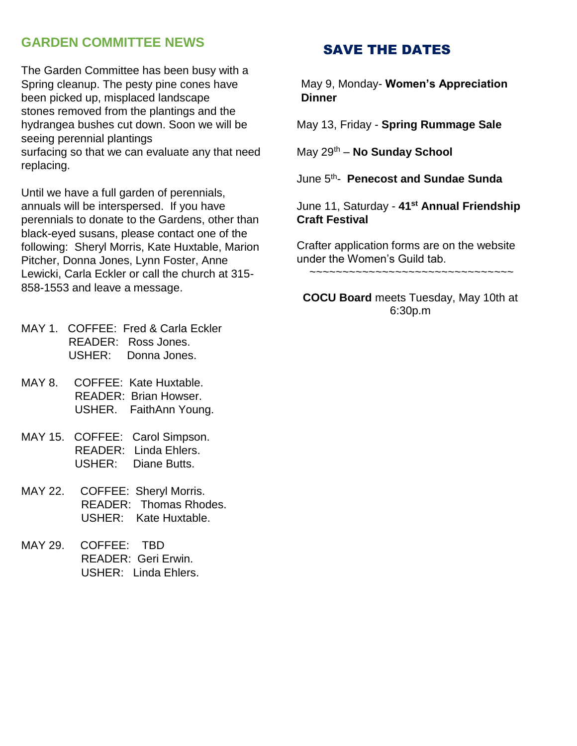## GARDEN COMMITTEE NEWS

The Garden Committee has been busy with a Spring cleanup. The pesty pine cones have been picked up, misplaced landscape stones removed from the plantings and the hydrangea bushes cut down. Soon we will be seeing perennial plantings surfacing so that we can evaluate any that need replacing.

Until we have a full garden of perennials, annuals will be interspersed. If you have perennials to donate to the Gardens, other than black-eyed susans, please contact one of the following: Sheryl Morris, Kate Huxtable, Marion Pitcher, Donna Jones, Lynn Foster, Anne Lewicki, Carla Eckler or call the church at 315-858-1553 and leave a message.

MAY 1. COFFEE: Fred & Carla Eckler
READER: Ross Jones.
USHER: Donna Jones.

MAY 8. COFFEE: Kate Huxtable.
READER: Brian Howser.
USHER. FaithAnn Young.

MAY 15. COFFEE: Carol Simpson.
READER: Linda Ehlers.
USHER: Diane Butts.

MAY 22. COFFEE: Sheryl Morris.
READER: Thomas Rhodes.
USHER: Kate Huxtable.

MAY 29. COFFEE: TBD
READER: Geri Erwin.
USHER: Linda Ehlers.

## SAVE THE DATES

May 9, Monday- **Women's Appreciation Dinner**

May 13, Friday - **Spring Rummage Sale**

May 29th – **No Sunday School**

June 5th- **Penecost and Sundae Sunda**

June 11, Saturday - **41st Annual Friendship Craft Festival**

Crafter application forms are on the website under the Women's Guild tab.

~~~~~~~~~~~~~~~~~~~~~~~~~~~~~~~~

**COCU Board** meets Tuesday, May 10th at 6:30p.m